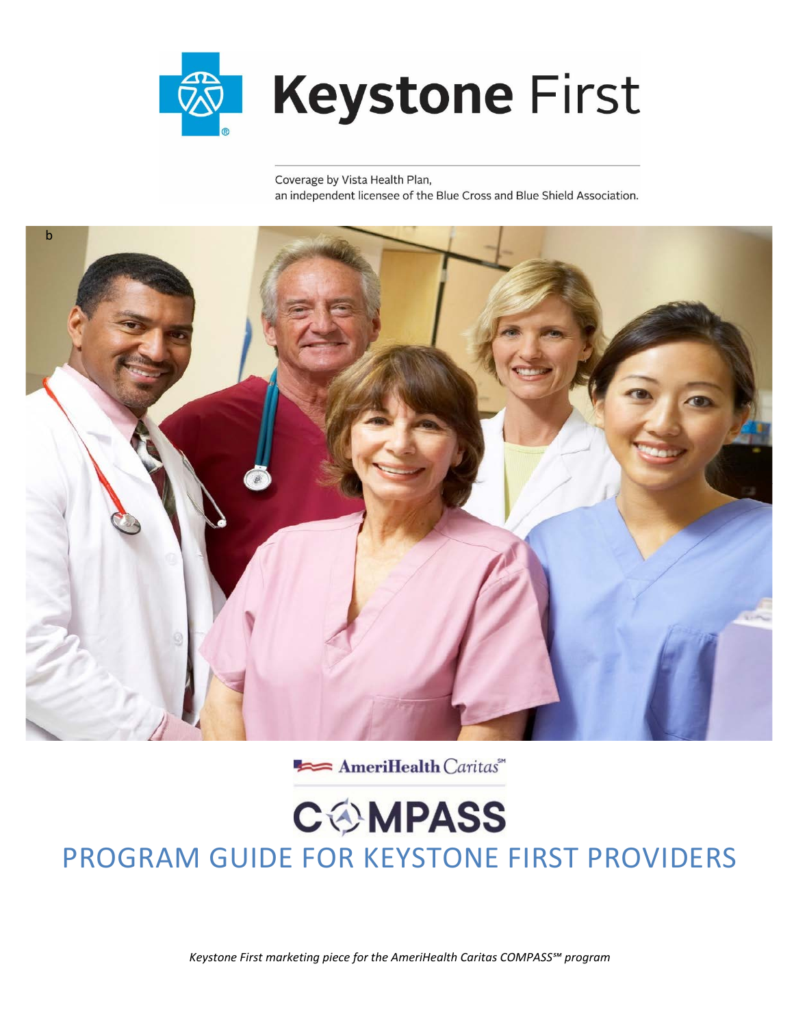# Keystone First

Coverage by Vista Health Plan,
an independent licensee of the Blue Cross and Blue Shield Association.

b

AmeriHealth Caritas℠

# COMPASS

## PROGRAM GUIDE FOR KEYSTONE FIRST PROVIDERS

*Keystone First marketing piece for the AmeriHealth Caritas COMPASS℠ program*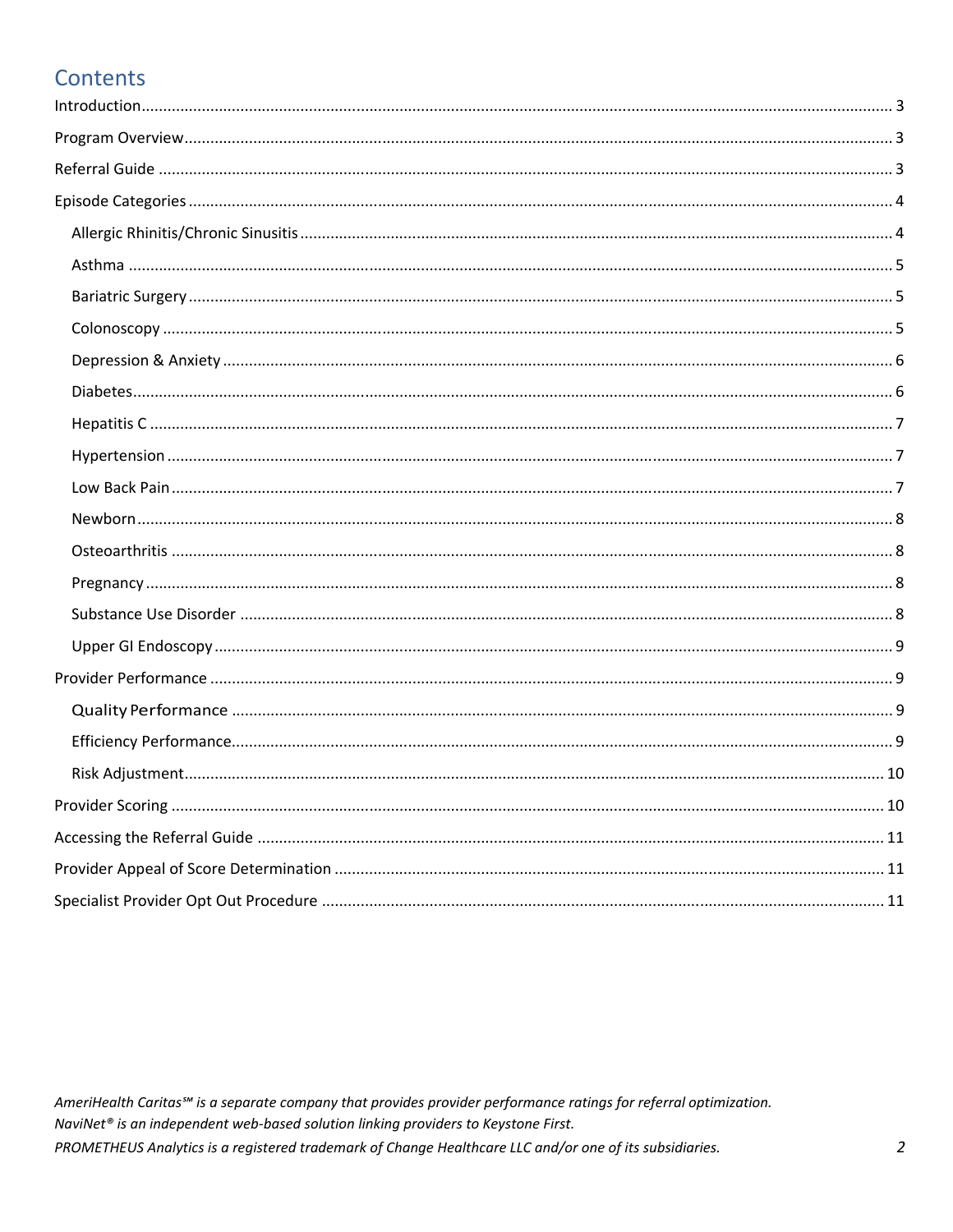## Contents

- Introduction ..... 3
- Program Overview ..... 3
- Referral Guide ..... 3
- Episode Categories ..... 4
  - Allergic Rhinitis/Chronic Sinusitis ..... 4
  - Asthma ..... 5
  - Bariatric Surgery ..... 5
  - Colonoscopy ..... 5
  - Depression & Anxiety ..... 6
  - Diabetes ..... 6
  - Hepatitis C ..... 7
  - Hypertension ..... 7
  - Low Back Pain ..... 7
  - Newborn ..... 8
  - Osteoarthritis ..... 8
  - Pregnancy ..... 8
  - Substance Use Disorder ..... 8
  - Upper GI Endoscopy ..... 9
- Provider Performance ..... 9
  - Quality Performance ..... 9
  - Efficiency Performance ..... 9
  - Risk Adjustment ..... 10
- Provider Scoring ..... 10
- Accessing the Referral Guide ..... 11
- Provider Appeal of Score Determination ..... 11
- Specialist Provider Opt Out Procedure ..... 11

*AmeriHealth Caritas℠ is a separate company that provides provider performance ratings for referral optimization.*
*NaviNet® is an independent web-based solution linking providers to Keystone First.*
*PROMETHEUS Analytics is a registered trademark of Change Healthcare LLC and/or one of its subsidiaries.*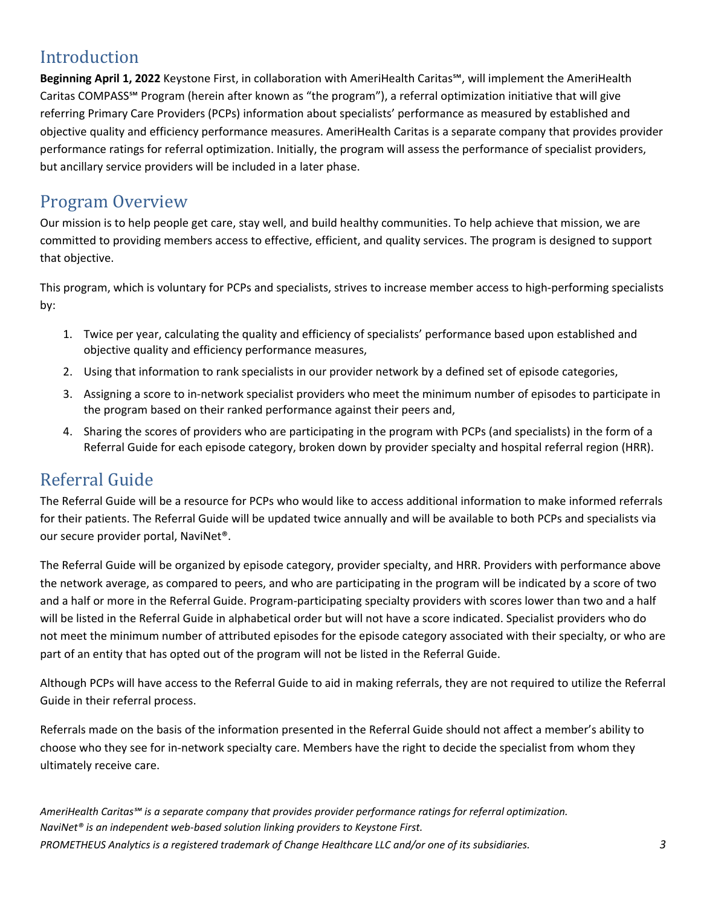## Introduction

**Beginning April 1, 2022** Keystone First, in collaboration with AmeriHealth Caritas℠, will implement the AmeriHealth Caritas COMPASS℠ Program (herein after known as "the program"), a referral optimization initiative that will give referring Primary Care Providers (PCPs) information about specialists' performance as measured by established and objective quality and efficiency performance measures. AmeriHealth Caritas is a separate company that provides provider performance ratings for referral optimization. Initially, the program will assess the performance of specialist providers, but ancillary service providers will be included in a later phase.

## Program Overview

Our mission is to help people get care, stay well, and build healthy communities. To help achieve that mission, we are committed to providing members access to effective, efficient, and quality services. The program is designed to support that objective.

This program, which is voluntary for PCPs and specialists, strives to increase member access to high-performing specialists by:

1. Twice per year, calculating the quality and efficiency of specialists' performance based upon established and objective quality and efficiency performance measures,
2. Using that information to rank specialists in our provider network by a defined set of episode categories,
3. Assigning a score to in-network specialist providers who meet the minimum number of episodes to participate in the program based on their ranked performance against their peers and,
4. Sharing the scores of providers who are participating in the program with PCPs (and specialists) in the form of a Referral Guide for each episode category, broken down by provider specialty and hospital referral region (HRR).

## Referral Guide

The Referral Guide will be a resource for PCPs who would like to access additional information to make informed referrals for their patients. The Referral Guide will be updated twice annually and will be available to both PCPs and specialists via our secure provider portal, NaviNet®.

The Referral Guide will be organized by episode category, provider specialty, and HRR. Providers with performance above the network average, as compared to peers, and who are participating in the program will be indicated by a score of two and a half or more in the Referral Guide. Program-participating specialty providers with scores lower than two and a half will be listed in the Referral Guide in alphabetical order but will not have a score indicated. Specialist providers who do not meet the minimum number of attributed episodes for the episode category associated with their specialty, or who are part of an entity that has opted out of the program will not be listed in the Referral Guide.

Although PCPs will have access to the Referral Guide to aid in making referrals, they are not required to utilize the Referral Guide in their referral process.

Referrals made on the basis of the information presented in the Referral Guide should not affect a member's ability to choose who they see for in-network specialty care. Members have the right to decide the specialist from whom they ultimately receive care.

*AmeriHealth Caritas℠ is a separate company that provides provider performance ratings for referral optimization.*
*NaviNet® is an independent web-based solution linking providers to Keystone First.*
*PROMETHEUS Analytics is a registered trademark of Change Healthcare LLC and/or one of its subsidiaries.*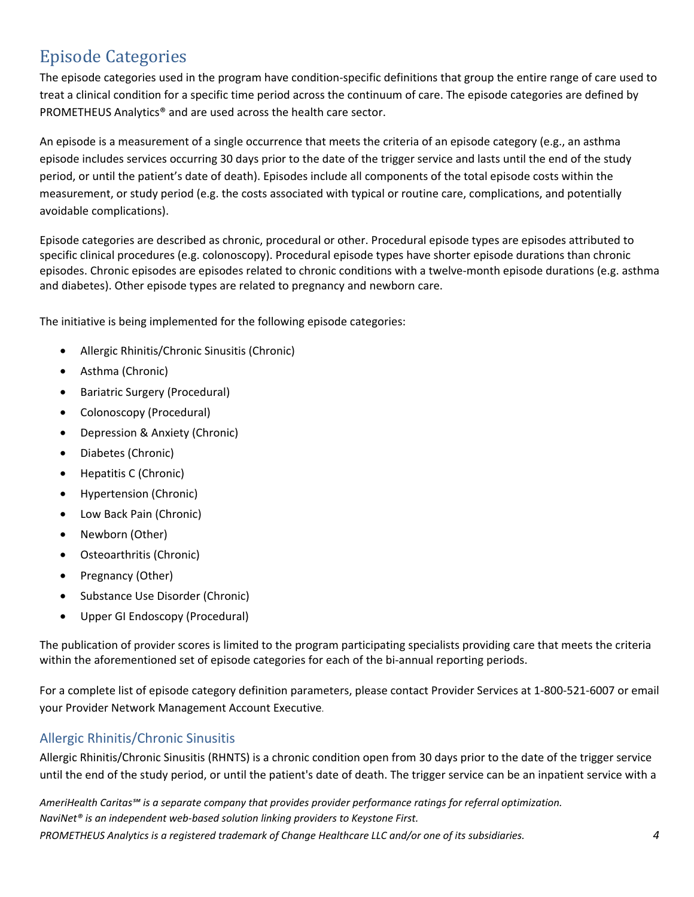## Episode Categories

The episode categories used in the program have condition-specific definitions that group the entire range of care used to treat a clinical condition for a specific time period across the continuum of care. The episode categories are defined by PROMETHEUS Analytics® and are used across the health care sector.

An episode is a measurement of a single occurrence that meets the criteria of an episode category (e.g., an asthma episode includes services occurring 30 days prior to the date of the trigger service and lasts until the end of the study period, or until the patient's date of death). Episodes include all components of the total episode costs within the measurement, or study period (e.g. the costs associated with typical or routine care, complications, and potentially avoidable complications).

Episode categories are described as chronic, procedural or other. Procedural episode types are episodes attributed to specific clinical procedures (e.g. colonoscopy). Procedural episode types have shorter episode durations than chronic episodes. Chronic episodes are episodes related to chronic conditions with a twelve-month episode durations (e.g. asthma and diabetes). Other episode types are related to pregnancy and newborn care.

The initiative is being implemented for the following episode categories:

- Allergic Rhinitis/Chronic Sinusitis (Chronic)
- Asthma (Chronic)
- Bariatric Surgery (Procedural)
- Colonoscopy (Procedural)
- Depression & Anxiety (Chronic)
- Diabetes (Chronic)
- Hepatitis C (Chronic)
- Hypertension (Chronic)
- Low Back Pain (Chronic)
- Newborn (Other)
- Osteoarthritis (Chronic)
- Pregnancy (Other)
- Substance Use Disorder (Chronic)
- Upper GI Endoscopy (Procedural)

The publication of provider scores is limited to the program participating specialists providing care that meets the criteria within the aforementioned set of episode categories for each of the bi-annual reporting periods.

For a complete list of episode category definition parameters, please contact Provider Services at 1-800-521-6007 or email your Provider Network Management Account Executive.

### Allergic Rhinitis/Chronic Sinusitis

Allergic Rhinitis/Chronic Sinusitis (RHNTS) is a chronic condition open from 30 days prior to the date of the trigger service until the end of the study period, or until the patient's date of death. The trigger service can be an inpatient service with a

*AmeriHealth Caritas℠ is a separate company that provides provider performance ratings for referral optimization.*
*NaviNet® is an independent web-based solution linking providers to Keystone First.*
*PROMETHEUS Analytics is a registered trademark of Change Healthcare LLC and/or one of its subsidiaries.*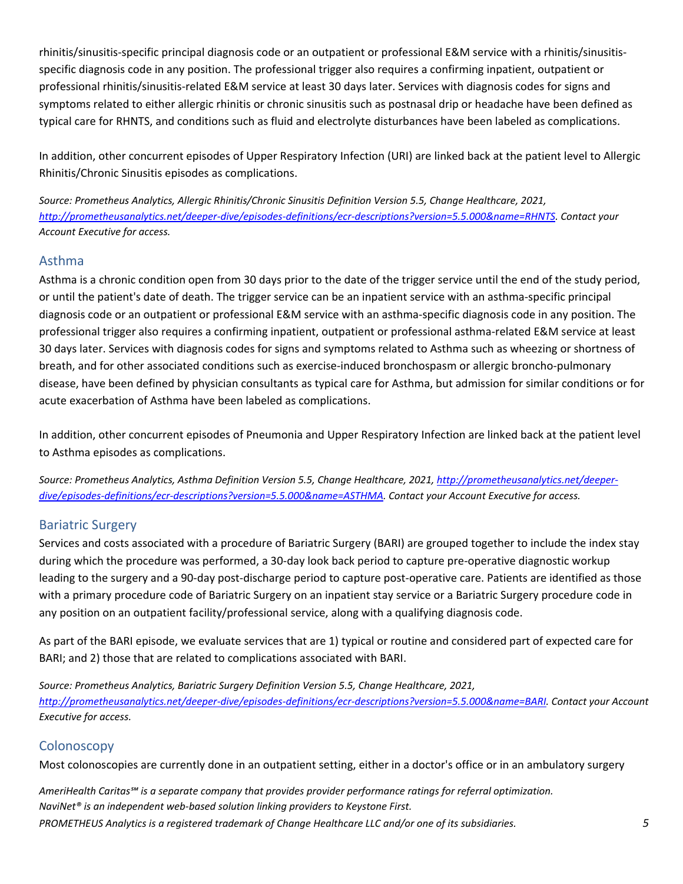rhinitis/sinusitis-specific principal diagnosis code or an outpatient or professional E&M service with a rhinitis/sinusitis-specific diagnosis code in any position. The professional trigger also requires a confirming inpatient, outpatient or professional rhinitis/sinusitis-related E&M service at least 30 days later. Services with diagnosis codes for signs and symptoms related to either allergic rhinitis or chronic sinusitis such as postnasal drip or headache have been defined as typical care for RHNTS, and conditions such as fluid and electrolyte disturbances have been labeled as complications.

In addition, other concurrent episodes of Upper Respiratory Infection (URI) are linked back at the patient level to Allergic Rhinitis/Chronic Sinusitis episodes as complications.

*Source: Prometheus Analytics, Allergic Rhinitis/Chronic Sinusitis Definition Version 5.5, Change Healthcare, 2021, http://prometheusanalytics.net/deeper-dive/episodes-definitions/ecr-descriptions?version=5.5.000&name=RHNTS. Contact your Account Executive for access.*

## Asthma

Asthma is a chronic condition open from 30 days prior to the date of the trigger service until the end of the study period, or until the patient's date of death. The trigger service can be an inpatient service with an asthma-specific principal diagnosis code or an outpatient or professional E&M service with an asthma-specific diagnosis code in any position. The professional trigger also requires a confirming inpatient, outpatient or professional asthma-related E&M service at least 30 days later. Services with diagnosis codes for signs and symptoms related to Asthma such as wheezing or shortness of breath, and for other associated conditions such as exercise-induced bronchospasm or allergic broncho-pulmonary disease, have been defined by physician consultants as typical care for Asthma, but admission for similar conditions or for acute exacerbation of Asthma have been labeled as complications.

In addition, other concurrent episodes of Pneumonia and Upper Respiratory Infection are linked back at the patient level to Asthma episodes as complications.

*Source: Prometheus Analytics, Asthma Definition Version 5.5, Change Healthcare, 2021, http://prometheusanalytics.net/deeper-dive/episodes-definitions/ecr-descriptions?version=5.5.000&name=ASTHMA. Contact your Account Executive for access.*

## Bariatric Surgery

Services and costs associated with a procedure of Bariatric Surgery (BARI) are grouped together to include the index stay during which the procedure was performed, a 30-day look back period to capture pre-operative diagnostic workup leading to the surgery and a 90-day post-discharge period to capture post-operative care. Patients are identified as those with a primary procedure code of Bariatric Surgery on an inpatient stay service or a Bariatric Surgery procedure code in any position on an outpatient facility/professional service, along with a qualifying diagnosis code.

As part of the BARI episode, we evaluate services that are 1) typical or routine and considered part of expected care for BARI; and 2) those that are related to complications associated with BARI.

*Source: Prometheus Analytics, Bariatric Surgery Definition Version 5.5, Change Healthcare, 2021, http://prometheusanalytics.net/deeper-dive/episodes-definitions/ecr-descriptions?version=5.5.000&name=BARI. Contact your Account Executive for access.*

## Colonoscopy

Most colonoscopies are currently done in an outpatient setting, either in a doctor's office or in an ambulatory surgery

*AmeriHealth Caritas℠ is a separate company that provides provider performance ratings for referral optimization.*
*NaviNet® is an independent web-based solution linking providers to Keystone First.*
*PROMETHEUS Analytics is a registered trademark of Change Healthcare LLC and/or one of its subsidiaries.*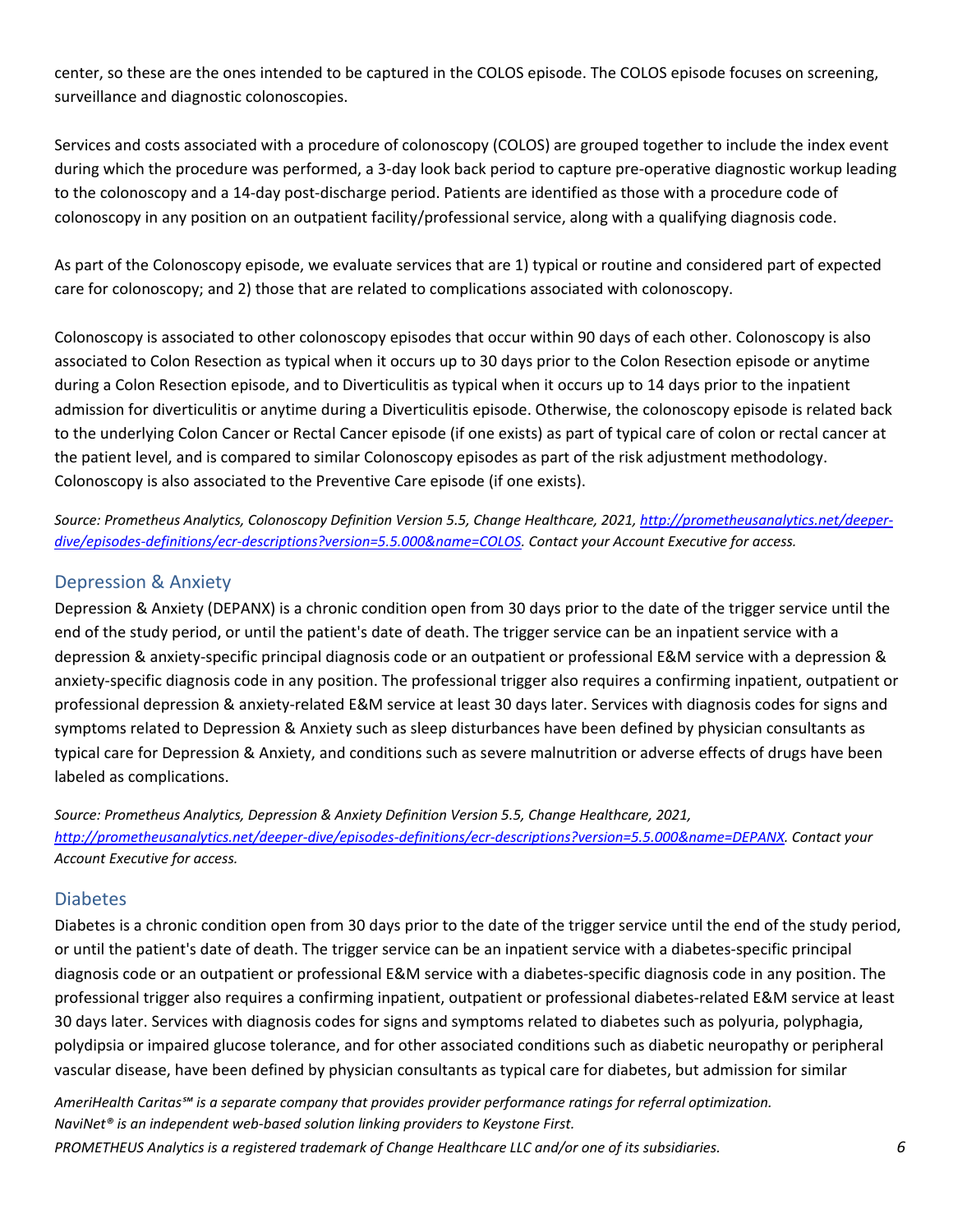center, so these are the ones intended to be captured in the COLOS episode. The COLOS episode focuses on screening, surveillance and diagnostic colonoscopies.

Services and costs associated with a procedure of colonoscopy (COLOS) are grouped together to include the index event during which the procedure was performed, a 3-day look back period to capture pre-operative diagnostic workup leading to the colonoscopy and a 14-day post-discharge period. Patients are identified as those with a procedure code of colonoscopy in any position on an outpatient facility/professional service, along with a qualifying diagnosis code.

As part of the Colonoscopy episode, we evaluate services that are 1) typical or routine and considered part of expected care for colonoscopy; and 2) those that are related to complications associated with colonoscopy.

Colonoscopy is associated to other colonoscopy episodes that occur within 90 days of each other. Colonoscopy is also associated to Colon Resection as typical when it occurs up to 30 days prior to the Colon Resection episode or anytime during a Colon Resection episode, and to Diverticulitis as typical when it occurs up to 14 days prior to the inpatient admission for diverticulitis or anytime during a Diverticulitis episode. Otherwise, the colonoscopy episode is related back to the underlying Colon Cancer or Rectal Cancer episode (if one exists) as part of typical care of colon or rectal cancer at the patient level, and is compared to similar Colonoscopy episodes as part of the risk adjustment methodology. Colonoscopy is also associated to the Preventive Care episode (if one exists).

*Source: Prometheus Analytics, Colonoscopy Definition Version 5.5, Change Healthcare, 2021, [http://prometheusanalytics.net/deeper-dive/episodes-definitions/ecr-descriptions?version=5.5.000&name=COLOS](http://prometheusanalytics.net/deeper-dive/episodes-definitions/ecr-descriptions?version=5.5.000&name=COLOS). Contact your Account Executive for access.*

## Depression & Anxiety

Depression & Anxiety (DEPANX) is a chronic condition open from 30 days prior to the date of the trigger service until the end of the study period, or until the patient's date of death. The trigger service can be an inpatient service with a depression & anxiety-specific principal diagnosis code or an outpatient or professional E&M service with a depression & anxiety-specific diagnosis code in any position. The professional trigger also requires a confirming inpatient, outpatient or professional depression & anxiety-related E&M service at least 30 days later. Services with diagnosis codes for signs and symptoms related to Depression & Anxiety such as sleep disturbances have been defined by physician consultants as typical care for Depression & Anxiety, and conditions such as severe malnutrition or adverse effects of drugs have been labeled as complications.

*Source: Prometheus Analytics, Depression & Anxiety Definition Version 5.5, Change Healthcare, 2021, [http://prometheusanalytics.net/deeper-dive/episodes-definitions/ecr-descriptions?version=5.5.000&name=DEPANX](http://prometheusanalytics.net/deeper-dive/episodes-definitions/ecr-descriptions?version=5.5.000&name=DEPANX). Contact your Account Executive for access.*

## Diabetes

Diabetes is a chronic condition open from 30 days prior to the date of the trigger service until the end of the study period, or until the patient's date of death. The trigger service can be an inpatient service with a diabetes-specific principal diagnosis code or an outpatient or professional E&M service with a diabetes-specific diagnosis code in any position. The professional trigger also requires a confirming inpatient, outpatient or professional diabetes-related E&M service at least 30 days later. Services with diagnosis codes for signs and symptoms related to diabetes such as polyuria, polyphagia, polydipsia or impaired glucose tolerance, and for other associated conditions such as diabetic neuropathy or peripheral vascular disease, have been defined by physician consultants as typical care for diabetes, but admission for similar

*AmeriHealth Caritas℠ is a separate company that provides provider performance ratings for referral optimization.*
*NaviNet® is an independent web-based solution linking providers to Keystone First.*
*PROMETHEUS Analytics is a registered trademark of Change Healthcare LLC and/or one of its subsidiaries.*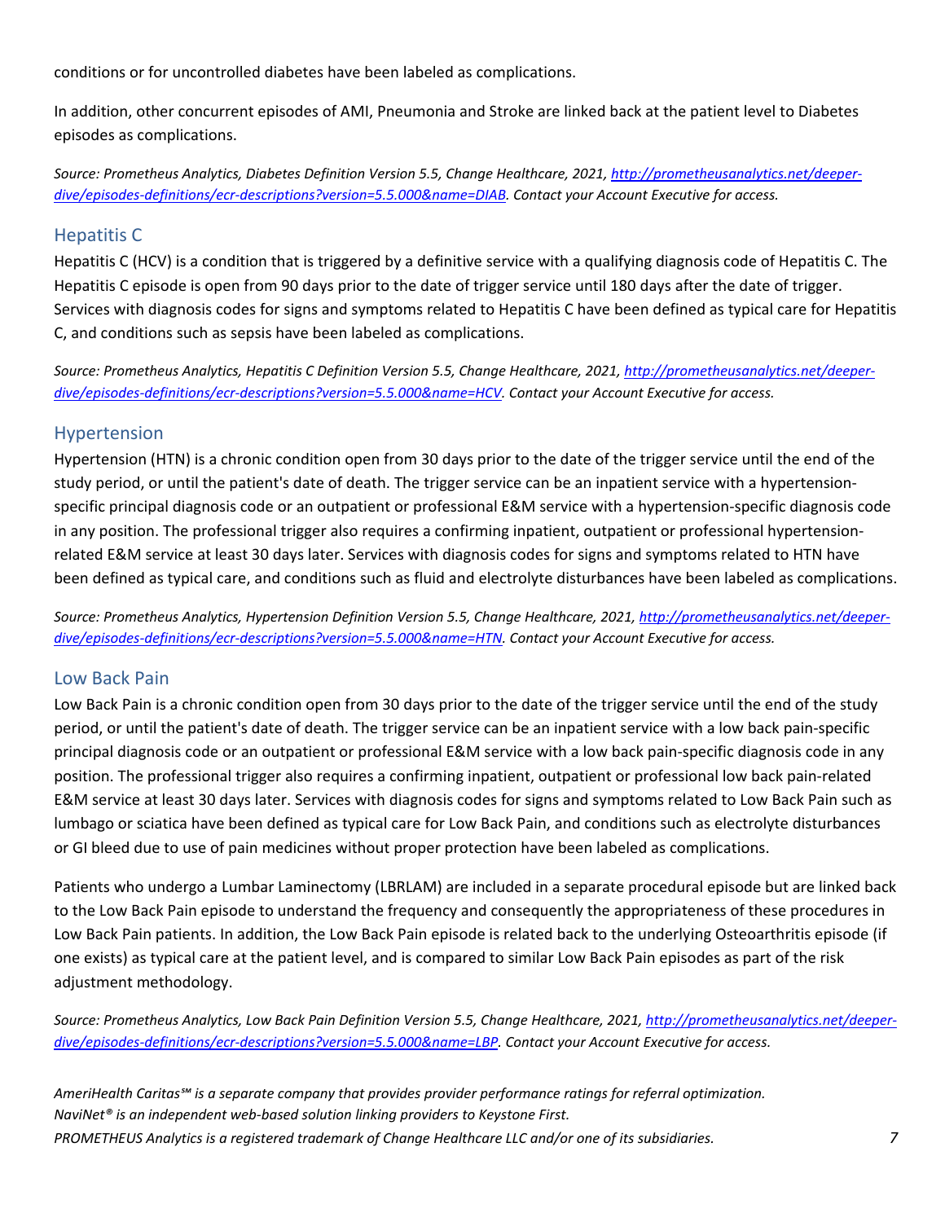conditions or for uncontrolled diabetes have been labeled as complications.

In addition, other concurrent episodes of AMI, Pneumonia and Stroke are linked back at the patient level to Diabetes episodes as complications.

*Source: Prometheus Analytics, Diabetes Definition Version 5.5, Change Healthcare, 2021, [http://prometheusanalytics.net/deeper-dive/episodes-definitions/ecr-descriptions?version=5.5.000&name=DIAB](http://prometheusanalytics.net/deeper-dive/episodes-definitions/ecr-descriptions?version=5.5.000&name=DIAB). Contact your Account Executive for access.*

## Hepatitis C

Hepatitis C (HCV) is a condition that is triggered by a definitive service with a qualifying diagnosis code of Hepatitis C. The Hepatitis C episode is open from 90 days prior to the date of trigger service until 180 days after the date of trigger. Services with diagnosis codes for signs and symptoms related to Hepatitis C have been defined as typical care for Hepatitis C, and conditions such as sepsis have been labeled as complications.

*Source: Prometheus Analytics, Hepatitis C Definition Version 5.5, Change Healthcare, 2021, [http://prometheusanalytics.net/deeper-dive/episodes-definitions/ecr-descriptions?version=5.5.000&name=HCV](http://prometheusanalytics.net/deeper-dive/episodes-definitions/ecr-descriptions?version=5.5.000&name=HCV). Contact your Account Executive for access.*

## Hypertension

Hypertension (HTN) is a chronic condition open from 30 days prior to the date of the trigger service until the end of the study period, or until the patient's date of death. The trigger service can be an inpatient service with a hypertension-specific principal diagnosis code or an outpatient or professional E&M service with a hypertension-specific diagnosis code in any position. The professional trigger also requires a confirming inpatient, outpatient or professional hypertension-related E&M service at least 30 days later. Services with diagnosis codes for signs and symptoms related to HTN have been defined as typical care, and conditions such as fluid and electrolyte disturbances have been labeled as complications.

*Source: Prometheus Analytics, Hypertension Definition Version 5.5, Change Healthcare, 2021, [http://prometheusanalytics.net/deeper-dive/episodes-definitions/ecr-descriptions?version=5.5.000&name=HTN](http://prometheusanalytics.net/deeper-dive/episodes-definitions/ecr-descriptions?version=5.5.000&name=HTN). Contact your Account Executive for access.*

## Low Back Pain

Low Back Pain is a chronic condition open from 30 days prior to the date of the trigger service until the end of the study period, or until the patient's date of death. The trigger service can be an inpatient service with a low back pain-specific principal diagnosis code or an outpatient or professional E&M service with a low back pain-specific diagnosis code in any position. The professional trigger also requires a confirming inpatient, outpatient or professional low back pain-related E&M service at least 30 days later. Services with diagnosis codes for signs and symptoms related to Low Back Pain such as lumbago or sciatica have been defined as typical care for Low Back Pain, and conditions such as electrolyte disturbances or GI bleed due to use of pain medicines without proper protection have been labeled as complications.

Patients who undergo a Lumbar Laminectomy (LBRLAM) are included in a separate procedural episode but are linked back to the Low Back Pain episode to understand the frequency and consequently the appropriateness of these procedures in Low Back Pain patients. In addition, the Low Back Pain episode is related back to the underlying Osteoarthritis episode (if one exists) as typical care at the patient level, and is compared to similar Low Back Pain episodes as part of the risk adjustment methodology.

*Source: Prometheus Analytics, Low Back Pain Definition Version 5.5, Change Healthcare, 2021, [http://prometheusanalytics.net/deeper-dive/episodes-definitions/ecr-descriptions?version=5.5.000&name=LBP](http://prometheusanalytics.net/deeper-dive/episodes-definitions/ecr-descriptions?version=5.5.000&name=LBP). Contact your Account Executive for access.*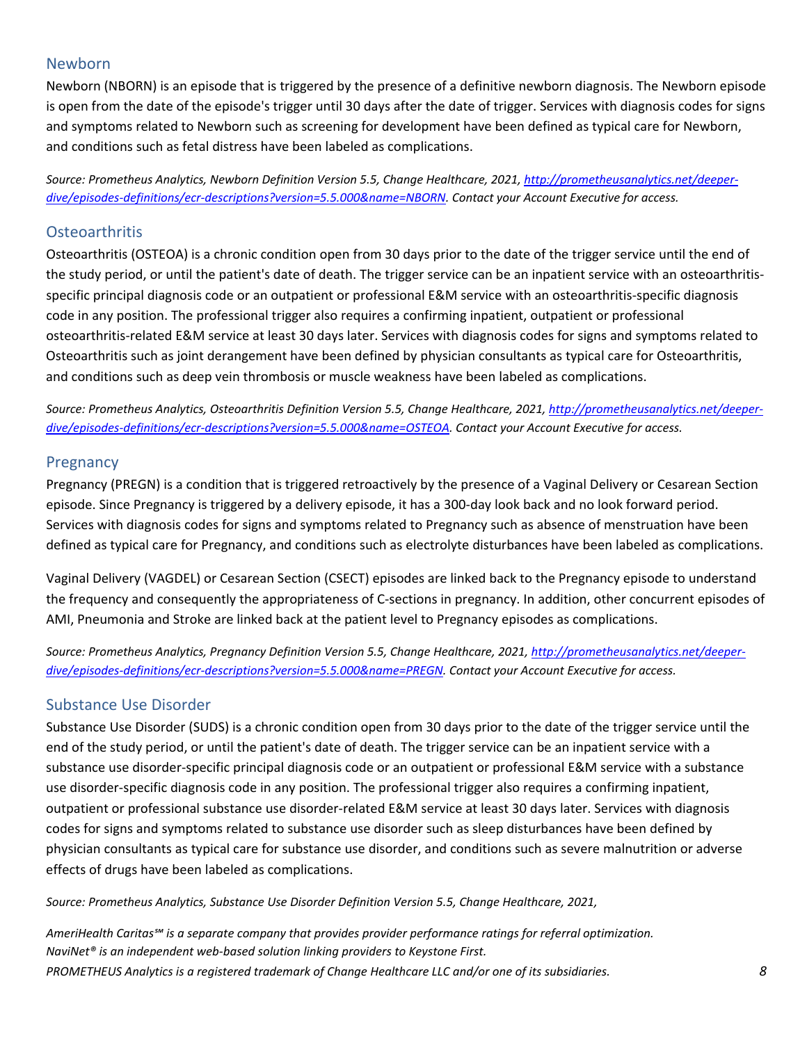## Newborn

Newborn (NBORN) is an episode that is triggered by the presence of a definitive newborn diagnosis. The Newborn episode is open from the date of the episode's trigger until 30 days after the date of trigger. Services with diagnosis codes for signs and symptoms related to Newborn such as screening for development have been defined as typical care for Newborn, and conditions such as fetal distress have been labeled as complications.

*Source: Prometheus Analytics, Newborn Definition Version 5.5, Change Healthcare, 2021, [http://prometheusanalytics.net/deeper-dive/episodes-definitions/ecr-descriptions?version=5.5.000&name=NBORN](http://prometheusanalytics.net/deeper-dive/episodes-definitions/ecr-descriptions?version=5.5.000&name=NBORN). Contact your Account Executive for access.*

## Osteoarthritis

Osteoarthritis (OSTEOA) is a chronic condition open from 30 days prior to the date of the trigger service until the end of the study period, or until the patient's date of death. The trigger service can be an inpatient service with an osteoarthritis-specific principal diagnosis code or an outpatient or professional E&M service with an osteoarthritis-specific diagnosis code in any position. The professional trigger also requires a confirming inpatient, outpatient or professional osteoarthritis-related E&M service at least 30 days later. Services with diagnosis codes for signs and symptoms related to Osteoarthritis such as joint derangement have been defined by physician consultants as typical care for Osteoarthritis, and conditions such as deep vein thrombosis or muscle weakness have been labeled as complications.

*Source: Prometheus Analytics, Osteoarthritis Definition Version 5.5, Change Healthcare, 2021, [http://prometheusanalytics.net/deeper-dive/episodes-definitions/ecr-descriptions?version=5.5.000&name=OSTEOA](http://prometheusanalytics.net/deeper-dive/episodes-definitions/ecr-descriptions?version=5.5.000&name=OSTEOA). Contact your Account Executive for access.*

## Pregnancy

Pregnancy (PREGN) is a condition that is triggered retroactively by the presence of a Vaginal Delivery or Cesarean Section episode. Since Pregnancy is triggered by a delivery episode, it has a 300-day look back and no look forward period. Services with diagnosis codes for signs and symptoms related to Pregnancy such as absence of menstruation have been defined as typical care for Pregnancy, and conditions such as electrolyte disturbances have been labeled as complications.

Vaginal Delivery (VAGDEL) or Cesarean Section (CSECT) episodes are linked back to the Pregnancy episode to understand the frequency and consequently the appropriateness of C-sections in pregnancy. In addition, other concurrent episodes of AMI, Pneumonia and Stroke are linked back at the patient level to Pregnancy episodes as complications.

*Source: Prometheus Analytics, Pregnancy Definition Version 5.5, Change Healthcare, 2021, [http://prometheusanalytics.net/deeper-dive/episodes-definitions/ecr-descriptions?version=5.5.000&name=PREGN](http://prometheusanalytics.net/deeper-dive/episodes-definitions/ecr-descriptions?version=5.5.000&name=PREGN). Contact your Account Executive for access.*

## Substance Use Disorder

Substance Use Disorder (SUDS) is a chronic condition open from 30 days prior to the date of the trigger service until the end of the study period, or until the patient's date of death. The trigger service can be an inpatient service with a substance use disorder-specific principal diagnosis code or an outpatient or professional E&M service with a substance use disorder-specific diagnosis code in any position. The professional trigger also requires a confirming inpatient, outpatient or professional substance use disorder-related E&M service at least 30 days later. Services with diagnosis codes for signs and symptoms related to substance use disorder such as sleep disturbances have been defined by physician consultants as typical care for substance use disorder, and conditions such as severe malnutrition or adverse effects of drugs have been labeled as complications.

*Source: Prometheus Analytics, Substance Use Disorder Definition Version 5.5, Change Healthcare, 2021,*

*AmeriHealth Caritas℠ is a separate company that provides provider performance ratings for referral optimization.*
*NaviNet® is an independent web-based solution linking providers to Keystone First.*
*PROMETHEUS Analytics is a registered trademark of Change Healthcare LLC and/or one of its subsidiaries.*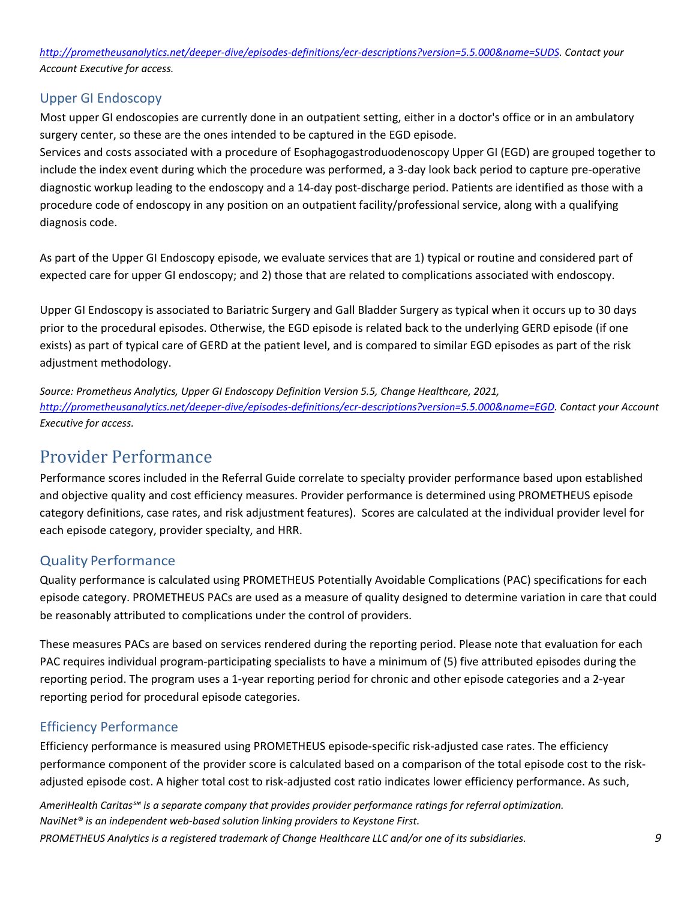*http://prometheusanalytics.net/deeper-dive/episodes-definitions/ecr-descriptions?version=5.5.000&name=SUDS. Contact your Account Executive for access.*

### Upper GI Endoscopy

Most upper GI endoscopies are currently done in an outpatient setting, either in a doctor's office or in an ambulatory surgery center, so these are the ones intended to be captured in the EGD episode.

Services and costs associated with a procedure of Esophagogastroduodenoscopy Upper GI (EGD) are grouped together to include the index event during which the procedure was performed, a 3-day look back period to capture pre-operative diagnostic workup leading to the endoscopy and a 14-day post-discharge period. Patients are identified as those with a procedure code of endoscopy in any position on an outpatient facility/professional service, along with a qualifying diagnosis code.

As part of the Upper GI Endoscopy episode, we evaluate services that are 1) typical or routine and considered part of expected care for upper GI endoscopy; and 2) those that are related to complications associated with endoscopy.

Upper GI Endoscopy is associated to Bariatric Surgery and Gall Bladder Surgery as typical when it occurs up to 30 days prior to the procedural episodes. Otherwise, the EGD episode is related back to the underlying GERD episode (if one exists) as part of typical care of GERD at the patient level, and is compared to similar EGD episodes as part of the risk adjustment methodology.

*Source: Prometheus Analytics, Upper GI Endoscopy Definition Version 5.5, Change Healthcare, 2021, http://prometheusanalytics.net/deeper-dive/episodes-definitions/ecr-descriptions?version=5.5.000&name=EGD. Contact your Account Executive for access.*

## Provider Performance

Performance scores included in the Referral Guide correlate to specialty provider performance based upon established and objective quality and cost efficiency measures. Provider performance is determined using PROMETHEUS episode category definitions, case rates, and risk adjustment features). Scores are calculated at the individual provider level for each episode category, provider specialty, and HRR.

### Quality Performance

Quality performance is calculated using PROMETHEUS Potentially Avoidable Complications (PAC) specifications for each episode category. PROMETHEUS PACs are used as a measure of quality designed to determine variation in care that could be reasonably attributed to complications under the control of providers.

These measures PACs are based on services rendered during the reporting period. Please note that evaluation for each PAC requires individual program-participating specialists to have a minimum of (5) five attributed episodes during the reporting period. The program uses a 1-year reporting period for chronic and other episode categories and a 2-year reporting period for procedural episode categories.

### Efficiency Performance

Efficiency performance is measured using PROMETHEUS episode-specific risk-adjusted case rates. The efficiency performance component of the provider score is calculated based on a comparison of the total episode cost to the risk-adjusted episode cost. A higher total cost to risk-adjusted cost ratio indicates lower efficiency performance. As such,

*AmeriHealth Caritas℠ is a separate company that provides provider performance ratings for referral optimization.*
*NaviNet® is an independent web-based solution linking providers to Keystone First.*
*PROMETHEUS Analytics is a registered trademark of Change Healthcare LLC and/or one of its subsidiaries.*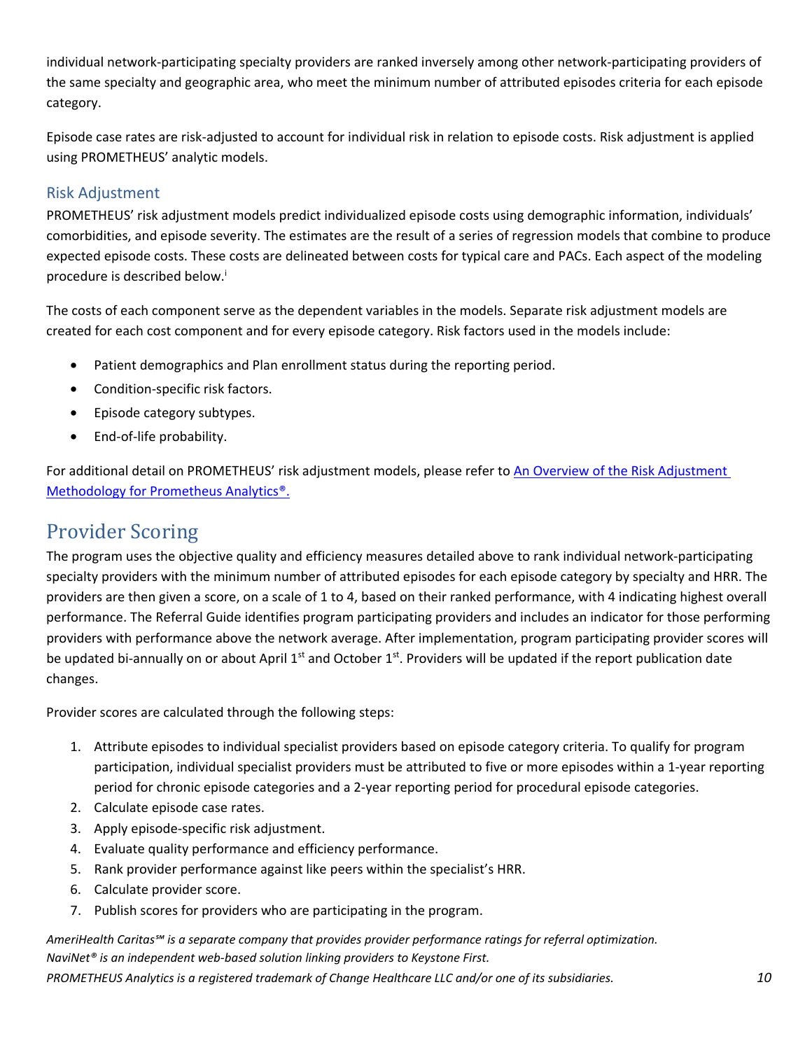individual network-participating specialty providers are ranked inversely among other network-participating providers of the same specialty and geographic area, who meet the minimum number of attributed episodes criteria for each episode category.

Episode case rates are risk-adjusted to account for individual risk in relation to episode costs. Risk adjustment is applied using PROMETHEUS' analytic models.

### Risk Adjustment

PROMETHEUS' risk adjustment models predict individualized episode costs using demographic information, individuals' comorbidities, and episode severity. The estimates are the result of a series of regression models that combine to produce expected episode costs. These costs are delineated between costs for typical care and PACs. Each aspect of the modeling procedure is described below.[i]

The costs of each component serve as the dependent variables in the models. Separate risk adjustment models are created for each cost component and for every episode category. Risk factors used in the models include:

- Patient demographics and Plan enrollment status during the reporting period.
- Condition-specific risk factors.
- Episode category subtypes.
- End-of-life probability.

For additional detail on PROMETHEUS' risk adjustment models, please refer to An Overview of the Risk Adjustment Methodology for Prometheus Analytics®.

## Provider Scoring

The program uses the objective quality and efficiency measures detailed above to rank individual network-participating specialty providers with the minimum number of attributed episodes for each episode category by specialty and HRR. The providers are then given a score, on a scale of 1 to 4, based on their ranked performance, with 4 indicating highest overall performance. The Referral Guide identifies program participating providers and includes an indicator for those performing providers with performance above the network average. After implementation, program participating provider scores will be updated bi-annually on or about April 1st and October 1st. Providers will be updated if the report publication date changes.

Provider scores are calculated through the following steps:

1. Attribute episodes to individual specialist providers based on episode category criteria. To qualify for program participation, individual specialist providers must be attributed to five or more episodes within a 1-year reporting period for chronic episode categories and a 2-year reporting period for procedural episode categories.
2. Calculate episode case rates.
3. Apply episode-specific risk adjustment.
4. Evaluate quality performance and efficiency performance.
5. Rank provider performance against like peers within the specialist's HRR.
6. Calculate provider score.
7. Publish scores for providers who are participating in the program.

*AmeriHealth Caritas℠ is a separate company that provides provider performance ratings for referral optimization.*
*NaviNet® is an independent web-based solution linking providers to Keystone First.*
*PROMETHEUS Analytics is a registered trademark of Change Healthcare LLC and/or one of its subsidiaries.*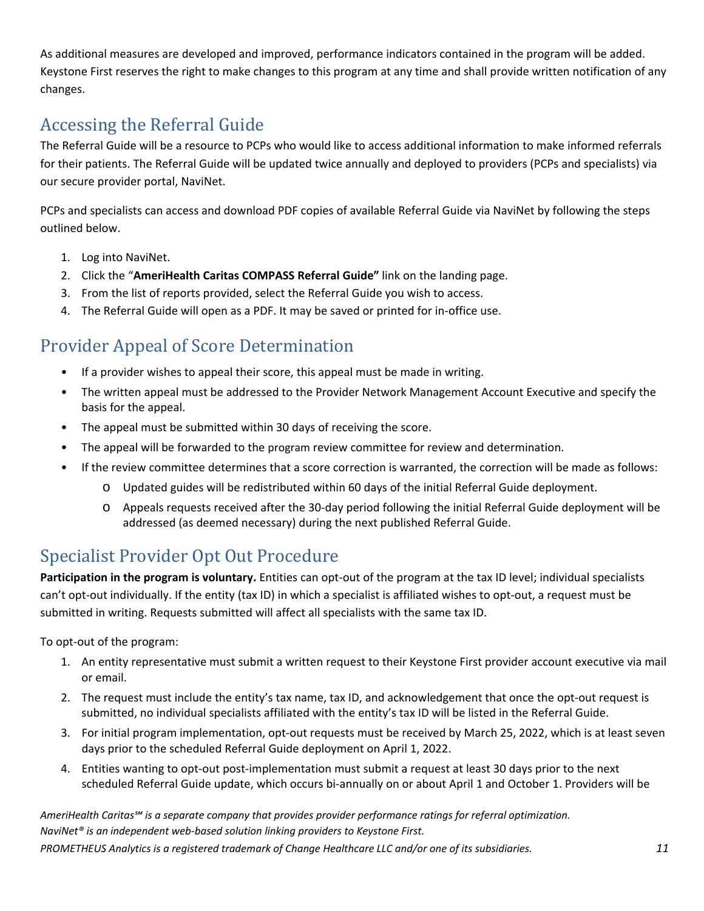As additional measures are developed and improved, performance indicators contained in the program will be added. Keystone First reserves the right to make changes to this program at any time and shall provide written notification of any changes.

## Accessing the Referral Guide

The Referral Guide will be a resource to PCPs who would like to access additional information to make informed referrals for their patients. The Referral Guide will be updated twice annually and deployed to providers (PCPs and specialists) via our secure provider portal, NaviNet.

PCPs and specialists can access and download PDF copies of available Referral Guide via NaviNet by following the steps outlined below.

1. Log into NaviNet.
2. Click the "**AmeriHealth Caritas COMPASS Referral Guide"** link on the landing page.
3. From the list of reports provided, select the Referral Guide you wish to access.
4. The Referral Guide will open as a PDF. It may be saved or printed for in-office use.

## Provider Appeal of Score Determination

- If a provider wishes to appeal their score, this appeal must be made in writing.
- The written appeal must be addressed to the Provider Network Management Account Executive and specify the basis for the appeal.
- The appeal must be submitted within 30 days of receiving the score.
- The appeal will be forwarded to the program review committee for review and determination.
- If the review committee determines that a score correction is warranted, the correction will be made as follows:
  - Updated guides will be redistributed within 60 days of the initial Referral Guide deployment.
  - Appeals requests received after the 30-day period following the initial Referral Guide deployment will be addressed (as deemed necessary) during the next published Referral Guide.

## Specialist Provider Opt Out Procedure

**Participation in the program is voluntary.** Entities can opt-out of the program at the tax ID level; individual specialists can't opt-out individually. If the entity (tax ID) in which a specialist is affiliated wishes to opt-out, a request must be submitted in writing. Requests submitted will affect all specialists with the same tax ID.

To opt-out of the program:

1. An entity representative must submit a written request to their Keystone First provider account executive via mail or email.
2. The request must include the entity's tax name, tax ID, and acknowledgement that once the opt-out request is submitted, no individual specialists affiliated with the entity's tax ID will be listed in the Referral Guide.
3. For initial program implementation, opt-out requests must be received by March 25, 2022, which is at least seven days prior to the scheduled Referral Guide deployment on April 1, 2022.
4. Entities wanting to opt-out post-implementation must submit a request at least 30 days prior to the next scheduled Referral Guide update, which occurs bi-annually on or about April 1 and October 1. Providers will be

*AmeriHealth Caritas℠ is a separate company that provides provider performance ratings for referral optimization.*
*NaviNet® is an independent web-based solution linking providers to Keystone First.*
*PROMETHEUS Analytics is a registered trademark of Change Healthcare LLC and/or one of its subsidiaries.*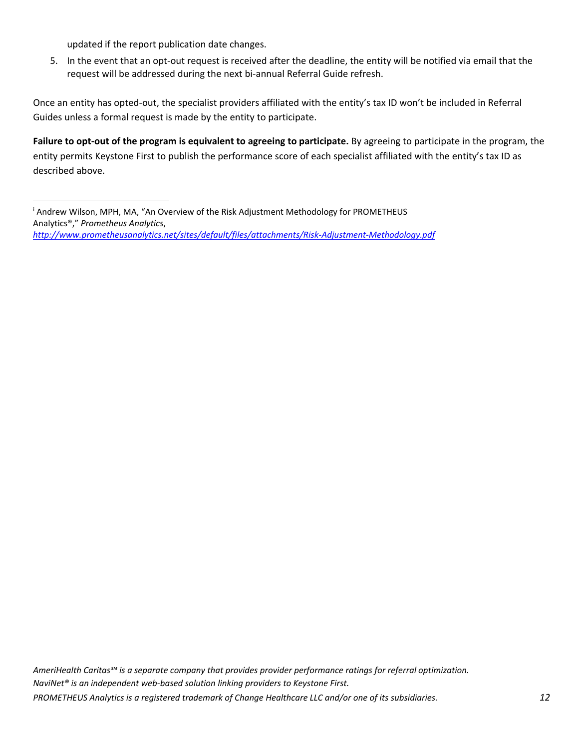updated if the report publication date changes.

5. In the event that an opt-out request is received after the deadline, the entity will be notified via email that the request will be addressed during the next bi-annual Referral Guide refresh.

Once an entity has opted-out, the specialist providers affiliated with the entity's tax ID won't be included in Referral Guides unless a formal request is made by the entity to participate.

**Failure to opt-out of the program is equivalent to agreeing to participate.** By agreeing to participate in the program, the entity permits Keystone First to publish the performance score of each specialist affiliated with the entity's tax ID as described above.

---

[i] Andrew Wilson, MPH, MA, "An Overview of the Risk Adjustment Methodology for PROMETHEUS Analytics®," *Prometheus Analytics*, *http://www.prometheusanalytics.net/sites/default/files/attachments/Risk-Adjustment-Methodology.pdf*

*AmeriHealth Caritas℠ is a separate company that provides provider performance ratings for referral optimization.*
*NaviNet® is an independent web-based solution linking providers to Keystone First.*
*PROMETHEUS Analytics is a registered trademark of Change Healthcare LLC and/or one of its subsidiaries.*